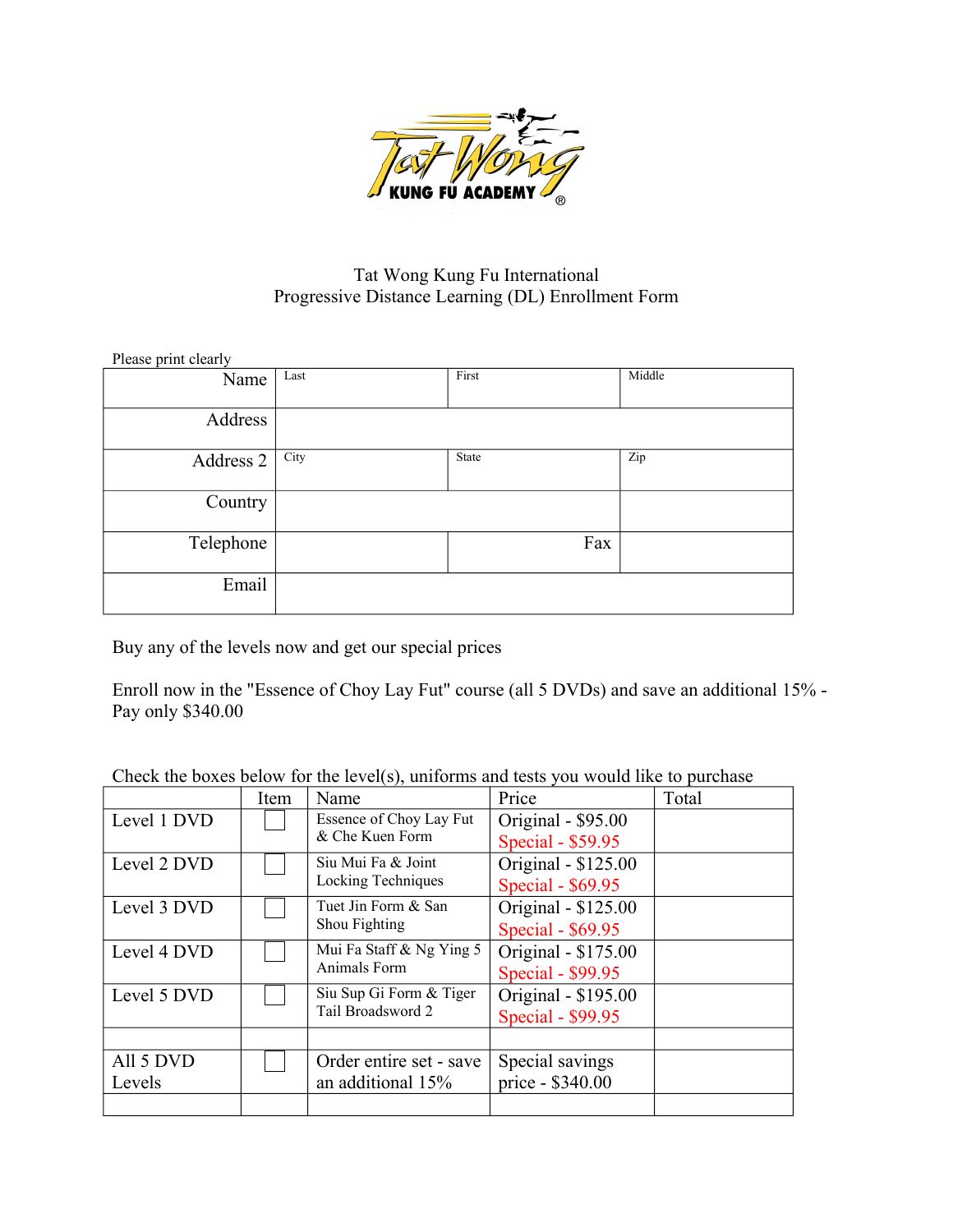Tat Wong Kung Fu International
Progressive Distance Learning (DL) Enrollment Form

Please print clearly

| | | | |
|---|---|---|---|
| Name | Last | First | Middle |
| Address | | | |
| Address 2 | City | State | Zip |
| Country | | | |
| Telephone | | Fax | |
| Email | | | |

Buy any of the levels now and get our special prices

Enroll now in the "Essence of Choy Lay Fut" course (all 5 DVDs) and save an additional 15% - Pay only $340.00

Check the boxes below for the level(s), uniforms and tests you would like to purchase

| | Item | Name | Price | Total |
|---|---|---|---|---|
| Level 1 DVD | ☐ | Essence of Choy Lay Fut & Che Kuen Form | Original - $95.00 Special - $59.95 | |
| Level 2 DVD | ☐ | Siu Mui Fa & Joint Locking Techniques | Original - $125.00 Special - $69.95 | |
| Level 3 DVD | ☐ | Tuet Jin Form & San Shou Fighting | Original - $125.00 Special - $69.95 | |
| Level 4 DVD | ☐ | Mui Fa Staff & Ng Ying 5 Animals Form | Original - $175.00 Special - $99.95 | |
| Level 5 DVD | ☐ | Siu Sup Gi Form & Tiger Tail Broadsword 2 | Original - $195.00 Special - $99.95 | |
| | | | | |
| All 5 DVD Levels | ☐ | Order entire set - save an additional 15% | Special savings price - $340.00 | |
| | | | | |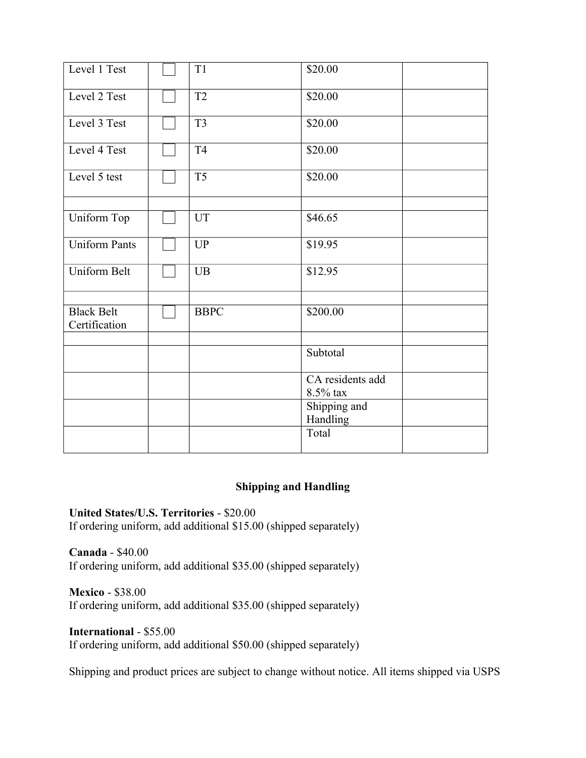| | | | | |
|---|---|---|---|---|
| Level 1 Test | ☐ | T1 | $20.00 | |
| Level 2 Test | ☐ | T2 | $20.00 | |
| Level 3 Test | ☐ | T3 | $20.00 | |
| Level 4 Test | ☐ | T4 | $20.00 | |
| Level 5 test | ☐ | T5 | $20.00 | |
| | | | | |
| Uniform Top | ☐ | UT | $46.65 | |
| Uniform Pants | ☐ | UP | $19.95 | |
| Uniform Belt | ☐ | UB | $12.95 | |
| | | | | |
| Black Belt Certification | ☐ | BBPC | $200.00 | |
| | | | | |
| | | | Subtotal | |
| | | | CA residents add 8.5% tax | |
| | | | Shipping and Handling | |
| | | | Total | |

## Shipping and Handling

**United States/U.S. Territories** - $20.00
If ordering uniform, add additional $15.00 (shipped separately)

**Canada** - $40.00
If ordering uniform, add additional $35.00 (shipped separately)

**Mexico** - $38.00
If ordering uniform, add additional $35.00 (shipped separately)

**International** - $55.00
If ordering uniform, add additional $50.00 (shipped separately)

Shipping and product prices are subject to change without notice. All items shipped via USPS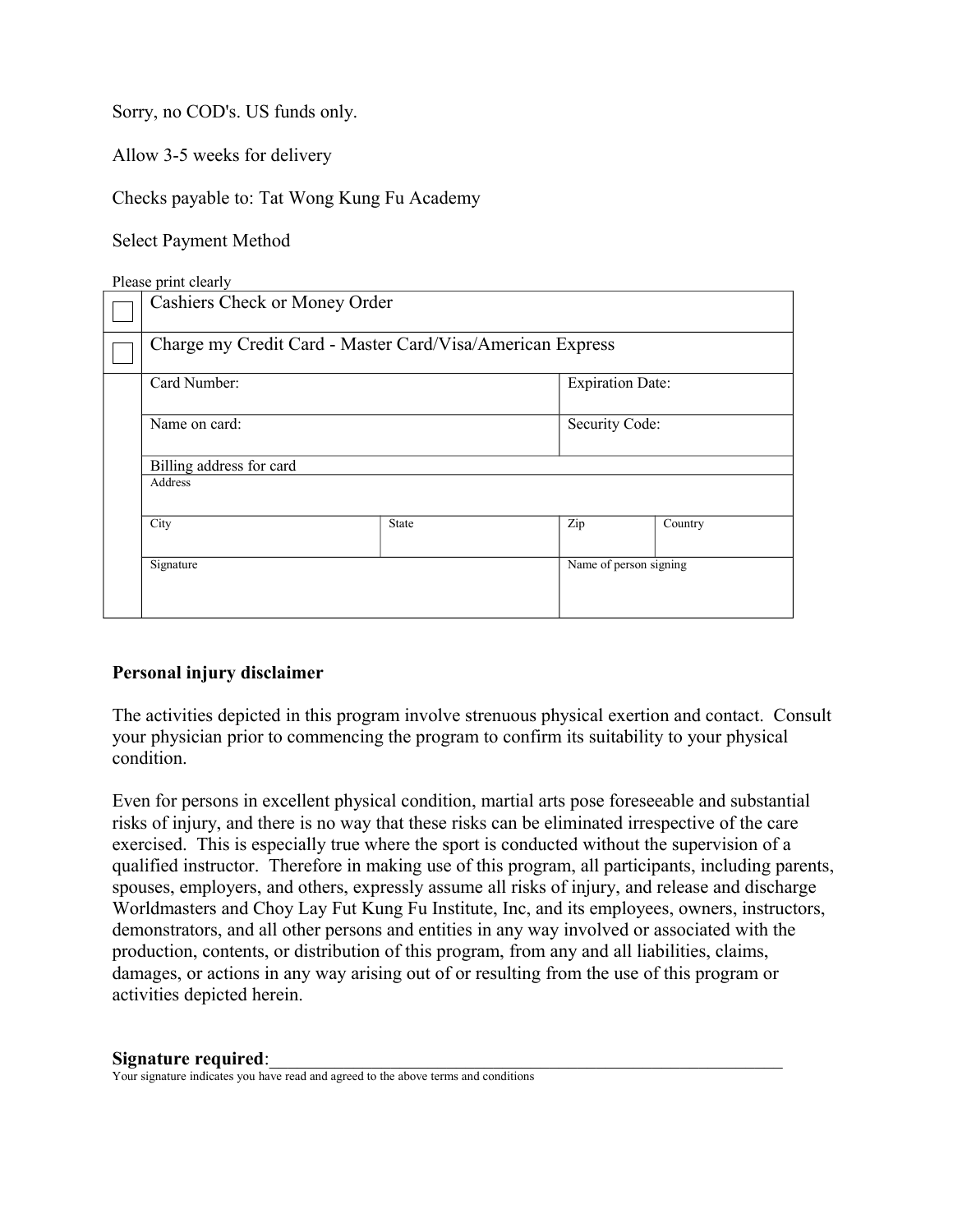Sorry, no COD's. US funds only.

Allow 3-5 weeks for delivery

Checks payable to: Tat Wong Kung Fu Academy

Select Payment Method

Please print clearly

| | | | | |
|---|---|---|---|---|
| ☐ | Cashiers Check or Money Order | | | |
| ☐ | Charge my Credit Card - Master Card/Visa/American Express | | | |
| | Card Number: | | Expiration Date: | |
| | Name on card: | | Security Code: | |
| | Billing address for card | | | |
| | Address | | | |
| | City | State | Zip | Country |
| | Signature | | Name of person signing | |

**Personal injury disclaimer**

The activities depicted in this program involve strenuous physical exertion and contact. Consult your physician prior to commencing the program to confirm its suitability to your physical condition.

Even for persons in excellent physical condition, martial arts pose foreseeable and substantial risks of injury, and there is no way that these risks can be eliminated irrespective of the care exercised. This is especially true where the sport is conducted without the supervision of a qualified instructor. Therefore in making use of this program, all participants, including parents, spouses, employers, and others, expressly assume all risks of injury, and release and discharge Worldmasters and Choy Lay Fut Kung Fu Institute, Inc, and its employees, owners, instructors, demonstrators, and all other persons and entities in any way involved or associated with the production, contents, or distribution of this program, from any and all liabilities, claims, damages, or actions in any way arising out of or resulting from the use of this program or activities depicted herein.

**Signature required**:\_\_\_\_\_\_\_\_\_\_\_\_\_\_\_\_\_\_\_\_\_\_\_\_\_\_\_\_\_\_\_\_\_\_\_\_\_\_\_\_\_\_\_\_\_\_\_\_\_\_\_\_

Your signature indicates you have read and agreed to the above terms and conditions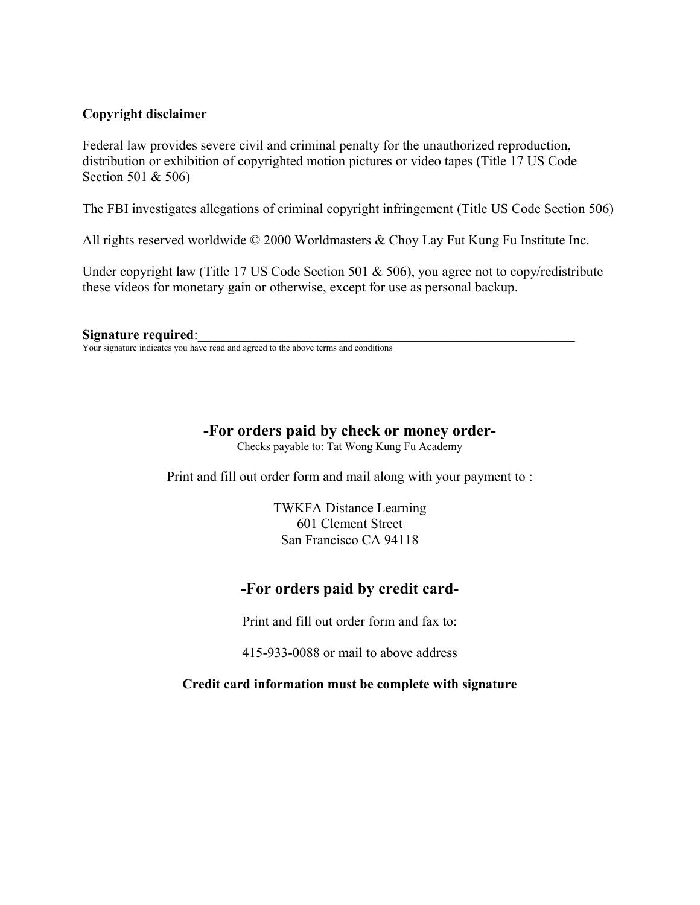**Copyright disclaimer**

Federal law provides severe civil and criminal penalty for the unauthorized reproduction, distribution or exhibition of copyrighted motion pictures or video tapes (Title 17 US Code Section 501 & 506)

The FBI investigates allegations of criminal copyright infringement (Title US Code Section 506)

All rights reserved worldwide © 2000 Worldmasters & Choy Lay Fut Kung Fu Institute Inc.

Under copyright law (Title 17 US Code Section 501 & 506), you agree not to copy/redistribute these videos for monetary gain or otherwise, except for use as personal backup.

**Signature required**:_______________________________________________

Your signature indicates you have read and agreed to the above terms and conditions

## -For orders paid by check or money order-

Checks payable to: Tat Wong Kung Fu Academy

Print and fill out order form and mail along with your payment to :

TWKFA Distance Learning
601 Clement Street
San Francisco CA 94118

## -For orders paid by credit card-

Print and fill out order form and fax to:

415-933-0088 or mail to above address

**Credit card information must be complete with signature**